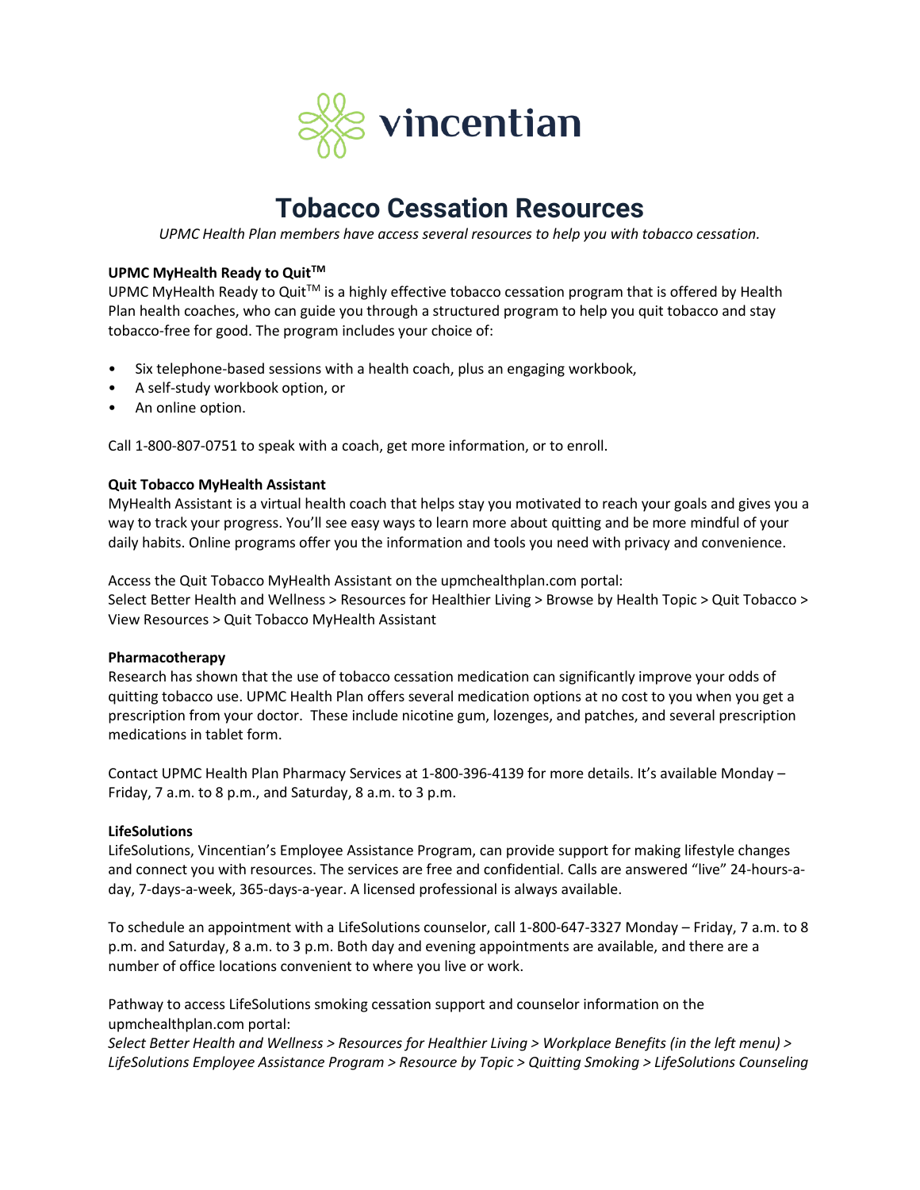vincentian

# Tobacco Cessation Resources

*UPMC Health Plan members have access several resources to help you with tobacco cessation.*

**UPMC MyHealth Ready to Quit™**

UPMC MyHealth Ready to Quit™ is a highly effective tobacco cessation program that is offered by Health Plan health coaches, who can guide you through a structured program to help you quit tobacco and stay tobacco-free for good. The program includes your choice of:

- Six telephone-based sessions with a health coach, plus an engaging workbook,
- A self-study workbook option, or
- An online option.

Call 1-800-807-0751 to speak with a coach, get more information, or to enroll.

**Quit Tobacco MyHealth Assistant**

MyHealth Assistant is a virtual health coach that helps stay you motivated to reach your goals and gives you a way to track your progress. You'll see easy ways to learn more about quitting and be more mindful of your daily habits. Online programs offer you the information and tools you need with privacy and convenience.

Access the Quit Tobacco MyHealth Assistant on the upmchealthplan.com portal:
Select Better Health and Wellness > Resources for Healthier Living > Browse by Health Topic > Quit Tobacco > View Resources > Quit Tobacco MyHealth Assistant

**Pharmacotherapy**

Research has shown that the use of tobacco cessation medication can significantly improve your odds of quitting tobacco use. UPMC Health Plan offers several medication options at no cost to you when you get a prescription from your doctor. These include nicotine gum, lozenges, and patches, and several prescription medications in tablet form.

Contact UPMC Health Plan Pharmacy Services at 1-800-396-4139 for more details. It's available Monday – Friday, 7 a.m. to 8 p.m., and Saturday, 8 a.m. to 3 p.m.

**LifeSolutions**

LifeSolutions, Vincentian's Employee Assistance Program, can provide support for making lifestyle changes and connect you with resources. The services are free and confidential. Calls are answered "live" 24-hours-a-day, 7-days-a-week, 365-days-a-year. A licensed professional is always available.

To schedule an appointment with a LifeSolutions counselor, call 1-800-647-3327 Monday – Friday, 7 a.m. to 8 p.m. and Saturday, 8 a.m. to 3 p.m. Both day and evening appointments are available, and there are a number of office locations convenient to where you live or work.

Pathway to access LifeSolutions smoking cessation support and counselor information on the upmchealthplan.com portal:
*Select Better Health and Wellness > Resources for Healthier Living > Workplace Benefits (in the left menu) > LifeSolutions Employee Assistance Program > Resource by Topic > Quitting Smoking > LifeSolutions Counseling*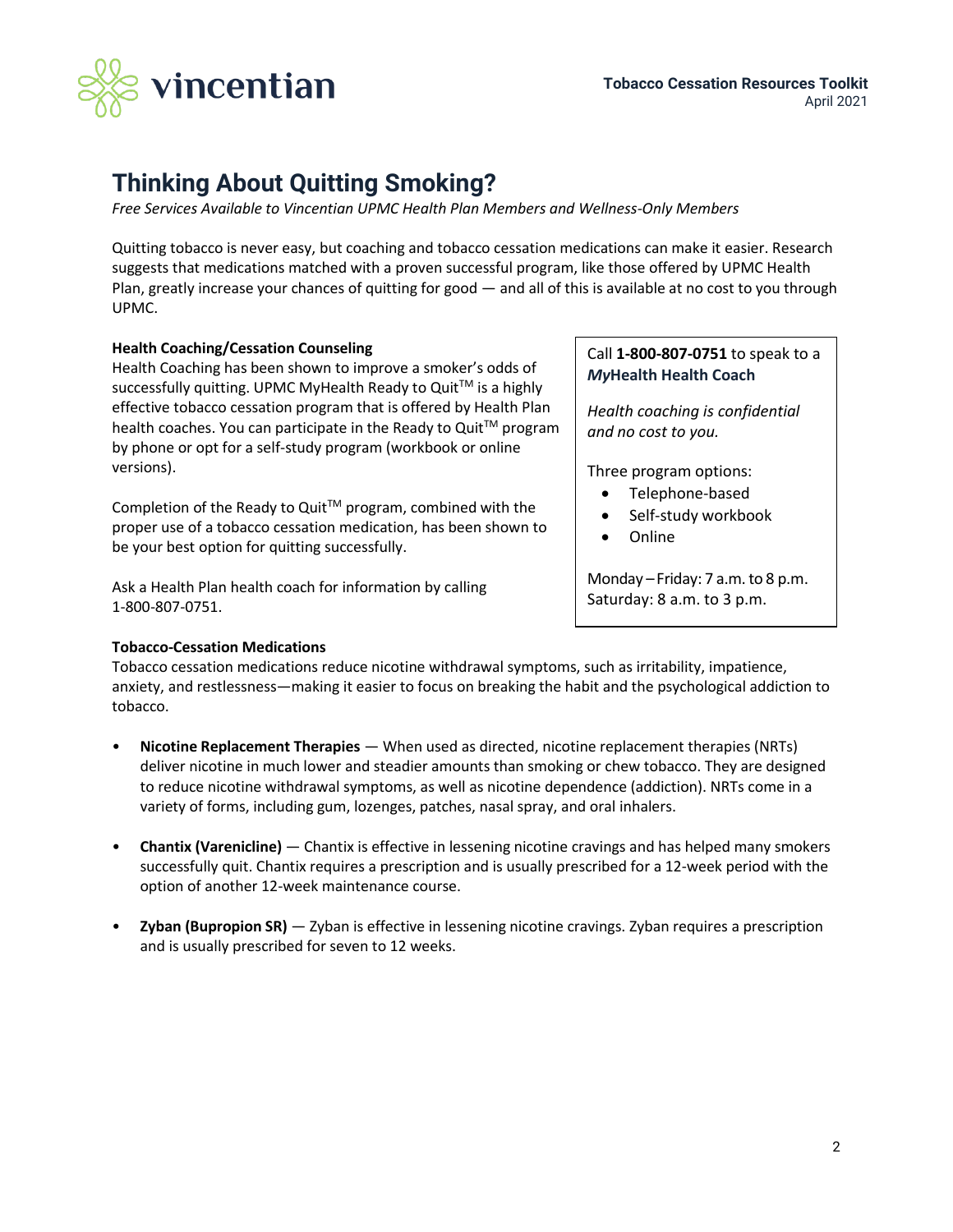# Thinking About Quitting Smoking?

*Free Services Available to Vincentian UPMC Health Plan Members and Wellness-Only Members*

Quitting tobacco is never easy, but coaching and tobacco cessation medications can make it easier. Research suggests that medications matched with a proven successful program, like those offered by UPMC Health Plan, greatly increase your chances of quitting for good — and all of this is available at no cost to you through UPMC.

**Health Coaching/Cessation Counseling**

Health Coaching has been shown to improve a smoker's odds of successfully quitting. UPMC MyHealth Ready to Quit™ is a highly effective tobacco cessation program that is offered by Health Plan health coaches. You can participate in the Ready to Quit™ program by phone or opt for a self-study program (workbook or online versions).

Completion of the Ready to Quit™ program, combined with the proper use of a tobacco cessation medication, has been shown to be your best option for quitting successfully.

Ask a Health Plan health coach for information by calling 1-800-807-0751.

> Call **1-800-807-0751** to speak to a ***My*Health Health Coach**
>
> *Health coaching is confidential and no cost to you.*
>
> Three program options:
> - Telephone-based
> - Self-study workbook
> - Online
>
> Monday – Friday: 7 a.m. to 8 p.m.
> Saturday: 8 a.m. to 3 p.m.

**Tobacco-Cessation Medications**

Tobacco cessation medications reduce nicotine withdrawal symptoms, such as irritability, impatience, anxiety, and restlessness—making it easier to focus on breaking the habit and the psychological addiction to tobacco.

- **Nicotine Replacement Therapies** — When used as directed, nicotine replacement therapies (NRTs) deliver nicotine in much lower and steadier amounts than smoking or chew tobacco. They are designed to reduce nicotine withdrawal symptoms, as well as nicotine dependence (addiction). NRTs come in a variety of forms, including gum, lozenges, patches, nasal spray, and oral inhalers.
- **Chantix (Varenicline)** — Chantix is effective in lessening nicotine cravings and has helped many smokers successfully quit. Chantix requires a prescription and is usually prescribed for a 12-week period with the option of another 12-week maintenance course.
- **Zyban (Bupropion SR)** — Zyban is effective in lessening nicotine cravings. Zyban requires a prescription and is usually prescribed for seven to 12 weeks.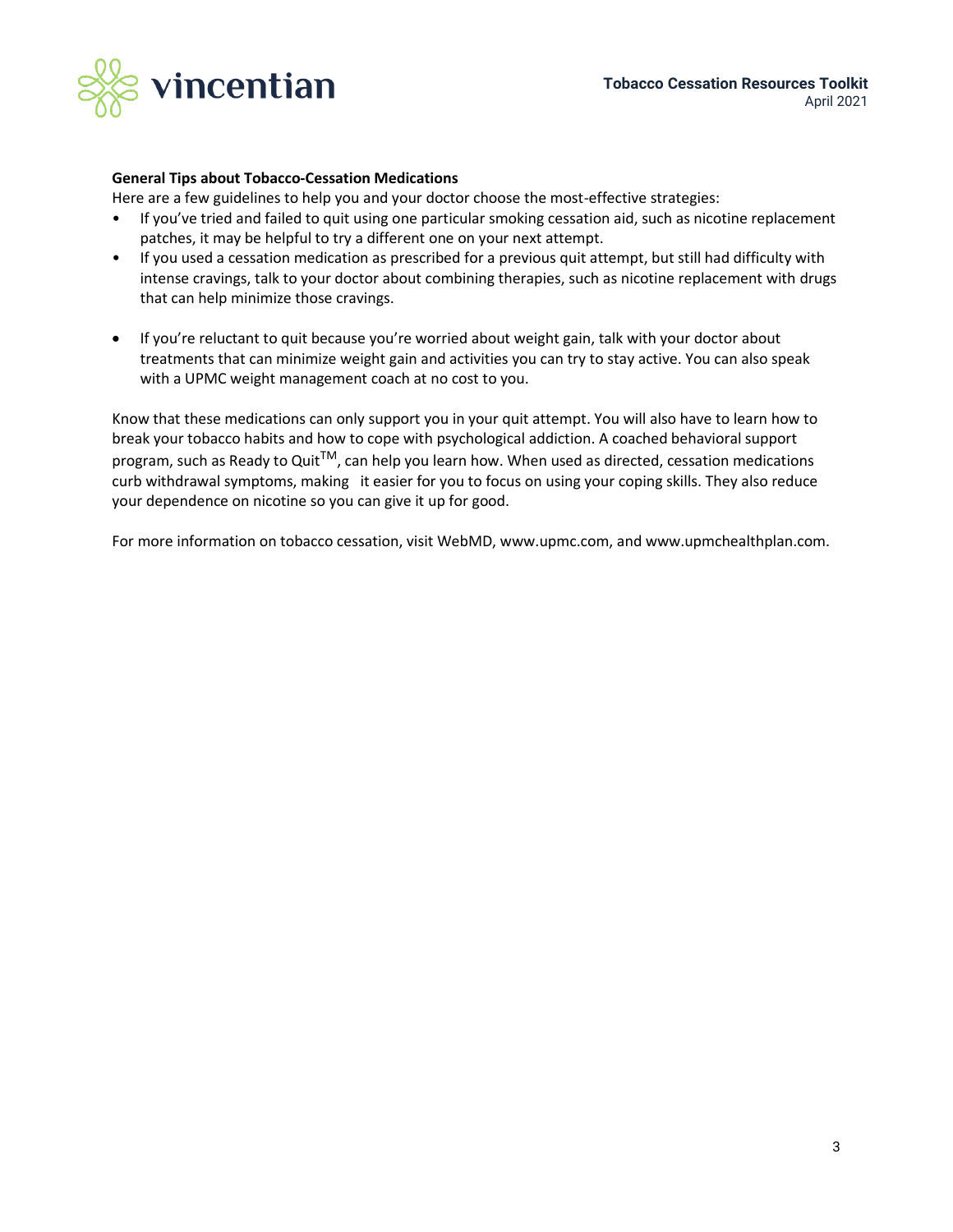**General Tips about Tobacco-Cessation Medications**

Here are a few guidelines to help you and your doctor choose the most-effective strategies:

- If you've tried and failed to quit using one particular smoking cessation aid, such as nicotine replacement patches, it may be helpful to try a different one on your next attempt.
- If you used a cessation medication as prescribed for a previous quit attempt, but still had difficulty with intense cravings, talk to your doctor about combining therapies, such as nicotine replacement with drugs that can help minimize those cravings.
- If you're reluctant to quit because you're worried about weight gain, talk with your doctor about treatments that can minimize weight gain and activities you can try to stay active. You can also speak with a UPMC weight management coach at no cost to you.

Know that these medications can only support you in your quit attempt. You will also have to learn how to break your tobacco habits and how to cope with psychological addiction. A coached behavioral support program, such as Ready to Quit™, can help you learn how. When used as directed, cessation medications curb withdrawal symptoms, making it easier for you to focus on using your coping skills. They also reduce your dependence on nicotine so you can give it up for good.

For more information on tobacco cessation, visit WebMD, www.upmc.com, and www.upmchealthplan.com.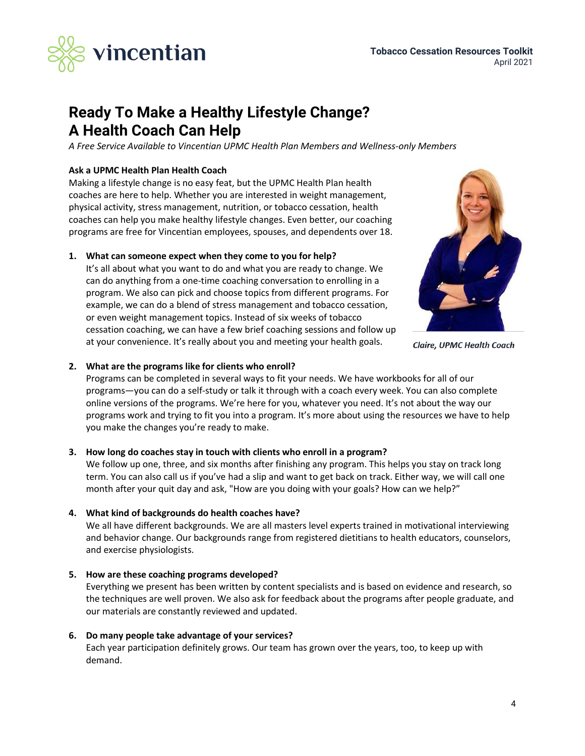# Ready To Make a Healthy Lifestyle Change? A Health Coach Can Help

*A Free Service Available to Vincentian UPMC Health Plan Members and Wellness-only Members*

**Ask a UPMC Health Plan Health Coach**

Making a lifestyle change is no easy feat, but the UPMC Health Plan health coaches are here to help. Whether you are interested in weight management, physical activity, stress management, nutrition, or tobacco cessation, health coaches can help you make healthy lifestyle changes. Even better, our coaching programs are free for Vincentian employees, spouses, and dependents over 18.

*Claire, UPMC Health Coach*

1. **What can someone expect when they come to you for help?**
   It's all about what you want to do and what you are ready to change. We can do anything from a one-time coaching conversation to enrolling in a program. We also can pick and choose topics from different programs. For example, we can do a blend of stress management and tobacco cessation, or even weight management topics. Instead of six weeks of tobacco cessation coaching, we can have a few brief coaching sessions and follow up at your convenience. It's really about you and meeting your health goals.

2. **What are the programs like for clients who enroll?**
   Programs can be completed in several ways to fit your needs. We have workbooks for all of our programs—you can do a self-study or talk it through with a coach every week. You can also complete online versions of the programs. We're here for you, whatever you need. It's not about the way our programs work and trying to fit you into a program. It's more about using the resources we have to help you make the changes you're ready to make.

3. **How long do coaches stay in touch with clients who enroll in a program?**
   We follow up one, three, and six months after finishing any program. This helps you stay on track long term. You can also call us if you've had a slip and want to get back on track. Either way, we will call one month after your quit day and ask, "How are you doing with your goals? How can we help?"

4. **What kind of backgrounds do health coaches have?**
   We all have different backgrounds. We are all masters level experts trained in motivational interviewing and behavior change. Our backgrounds range from registered dietitians to health educators, counselors, and exercise physiologists.

5. **How are these coaching programs developed?**
   Everything we present has been written by content specialists and is based on evidence and research, so the techniques are well proven. We also ask for feedback about the programs after people graduate, and our materials are constantly reviewed and updated.

6. **Do many people take advantage of your services?**
   Each year participation definitely grows. Our team has grown over the years, too, to keep up with demand.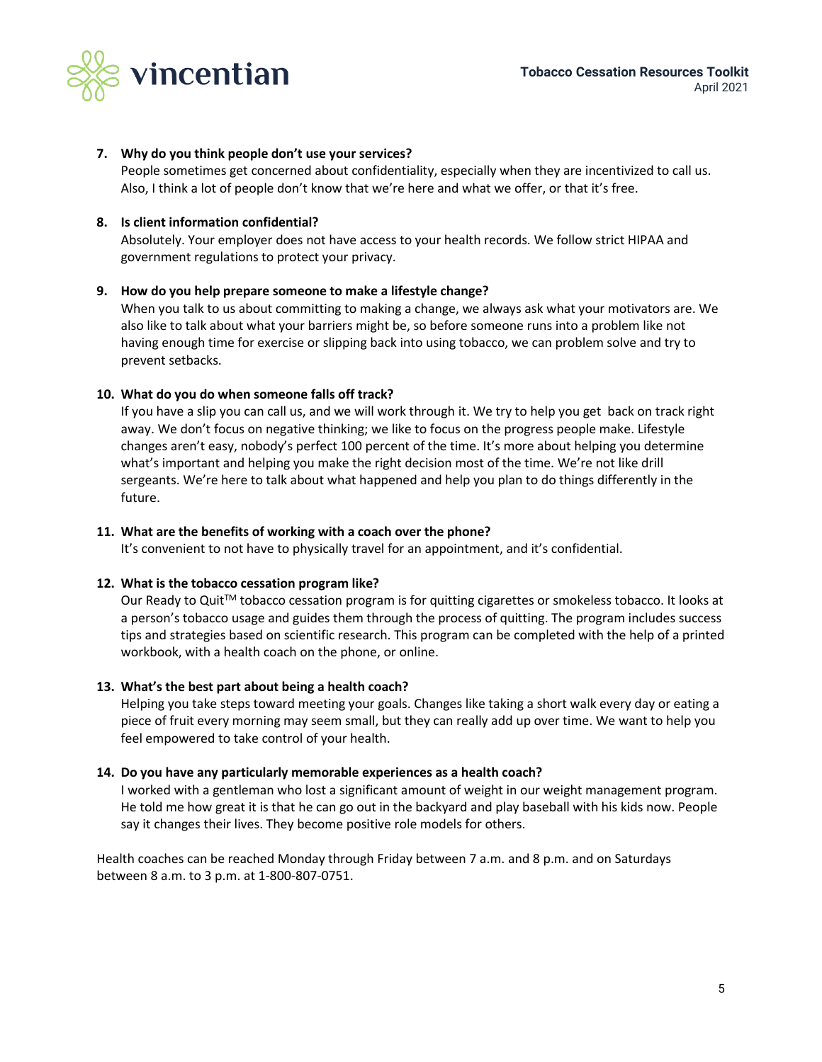7. **Why do you think people don't use your services?**
   People sometimes get concerned about confidentiality, especially when they are incentivized to call us. Also, I think a lot of people don't know that we're here and what we offer, or that it's free.

8. **Is client information confidential?**
   Absolutely. Your employer does not have access to your health records. We follow strict HIPAA and government regulations to protect your privacy.

9. **How do you help prepare someone to make a lifestyle change?**
   When you talk to us about committing to making a change, we always ask what your motivators are. We also like to talk about what your barriers might be, so before someone runs into a problem like not having enough time for exercise or slipping back into using tobacco, we can problem solve and try to prevent setbacks.

10. **What do you do when someone falls off track?**
    If you have a slip you can call us, and we will work through it. We try to help you get back on track right away. We don't focus on negative thinking; we like to focus on the progress people make. Lifestyle changes aren't easy, nobody's perfect 100 percent of the time. It's more about helping you determine what's important and helping you make the right decision most of the time. We're not like drill sergeants. We're here to talk about what happened and help you plan to do things differently in the future.

11. **What are the benefits of working with a coach over the phone?**
    It's convenient to not have to physically travel for an appointment, and it's confidential.

12. **What is the tobacco cessation program like?**
    Our Ready to Quit™ tobacco cessation program is for quitting cigarettes or smokeless tobacco. It looks at a person's tobacco usage and guides them through the process of quitting. The program includes success tips and strategies based on scientific research. This program can be completed with the help of a printed workbook, with a health coach on the phone, or online.

13. **What's the best part about being a health coach?**
    Helping you take steps toward meeting your goals. Changes like taking a short walk every day or eating a piece of fruit every morning may seem small, but they can really add up over time. We want to help you feel empowered to take control of your health.

14. **Do you have any particularly memorable experiences as a health coach?**
    I worked with a gentleman who lost a significant amount of weight in our weight management program. He told me how great it is that he can go out in the backyard and play baseball with his kids now. People say it changes their lives. They become positive role models for others.

Health coaches can be reached Monday through Friday between 7 a.m. and 8 p.m. and on Saturdays between 8 a.m. to 3 p.m. at 1-800-807-0751.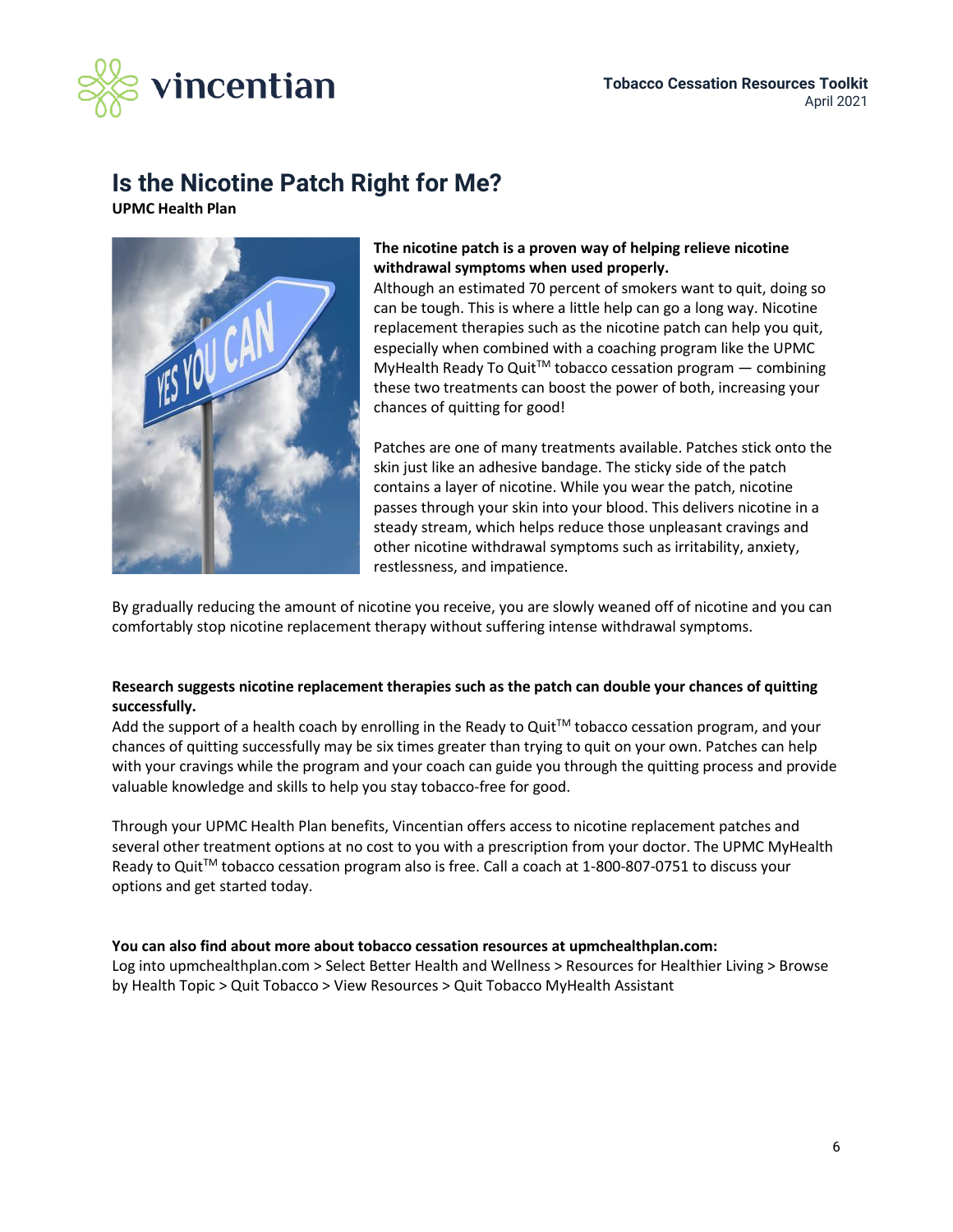# Is the Nicotine Patch Right for Me?

**UPMC Health Plan**

**The nicotine patch is a proven way of helping relieve nicotine withdrawal symptoms when used properly.**

Although an estimated 70 percent of smokers want to quit, doing so can be tough. This is where a little help can go a long way. Nicotine replacement therapies such as the nicotine patch can help you quit, especially when combined with a coaching program like the UPMC MyHealth Ready To Quit™ tobacco cessation program — combining these two treatments can boost the power of both, increasing your chances of quitting for good!

Patches are one of many treatments available. Patches stick onto the skin just like an adhesive bandage. The sticky side of the patch contains a layer of nicotine. While you wear the patch, nicotine passes through your skin into your blood. This delivers nicotine in a steady stream, which helps reduce those unpleasant cravings and other nicotine withdrawal symptoms such as irritability, anxiety, restlessness, and impatience.

By gradually reducing the amount of nicotine you receive, you are slowly weaned off of nicotine and you can comfortably stop nicotine replacement therapy without suffering intense withdrawal symptoms.

**Research suggests nicotine replacement therapies such as the patch can double your chances of quitting successfully.**

Add the support of a health coach by enrolling in the Ready to Quit™ tobacco cessation program, and your chances of quitting successfully may be six times greater than trying to quit on your own. Patches can help with your cravings while the program and your coach can guide you through the quitting process and provide valuable knowledge and skills to help you stay tobacco-free for good.

Through your UPMC Health Plan benefits, Vincentian offers access to nicotine replacement patches and several other treatment options at no cost to you with a prescription from your doctor. The UPMC MyHealth Ready to Quit™ tobacco cessation program also is free. Call a coach at 1-800-807-0751 to discuss your options and get started today.

**You can also find about more about tobacco cessation resources at upmchealthplan.com:**

Log into upmchealthplan.com > Select Better Health and Wellness > Resources for Healthier Living > Browse by Health Topic > Quit Tobacco > View Resources > Quit Tobacco MyHealth Assistant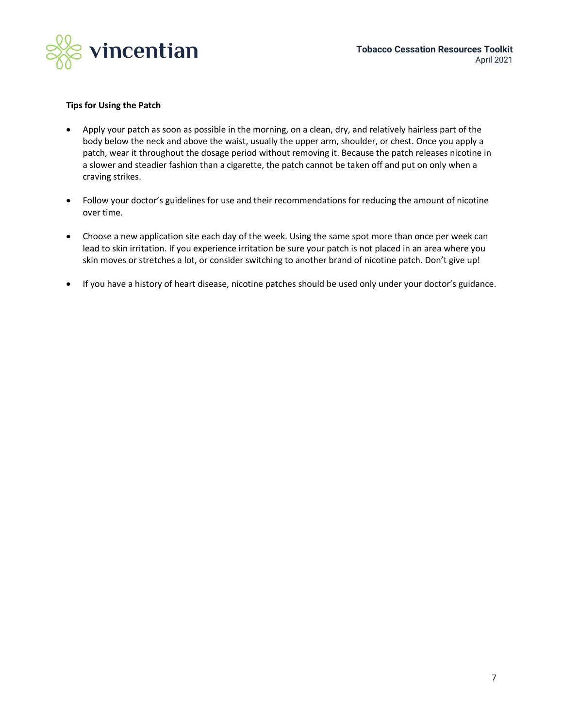**Tips for Using the Patch**

- Apply your patch as soon as possible in the morning, on a clean, dry, and relatively hairless part of the body below the neck and above the waist, usually the upper arm, shoulder, or chest. Once you apply a patch, wear it throughout the dosage period without removing it. Because the patch releases nicotine in a slower and steadier fashion than a cigarette, the patch cannot be taken off and put on only when a craving strikes.

- Follow your doctor's guidelines for use and their recommendations for reducing the amount of nicotine over time.

- Choose a new application site each day of the week. Using the same spot more than once per week can lead to skin irritation. If you experience irritation be sure your patch is not placed in an area where you skin moves or stretches a lot, or consider switching to another brand of nicotine patch. Don't give up!

- If you have a history of heart disease, nicotine patches should be used only under your doctor's guidance.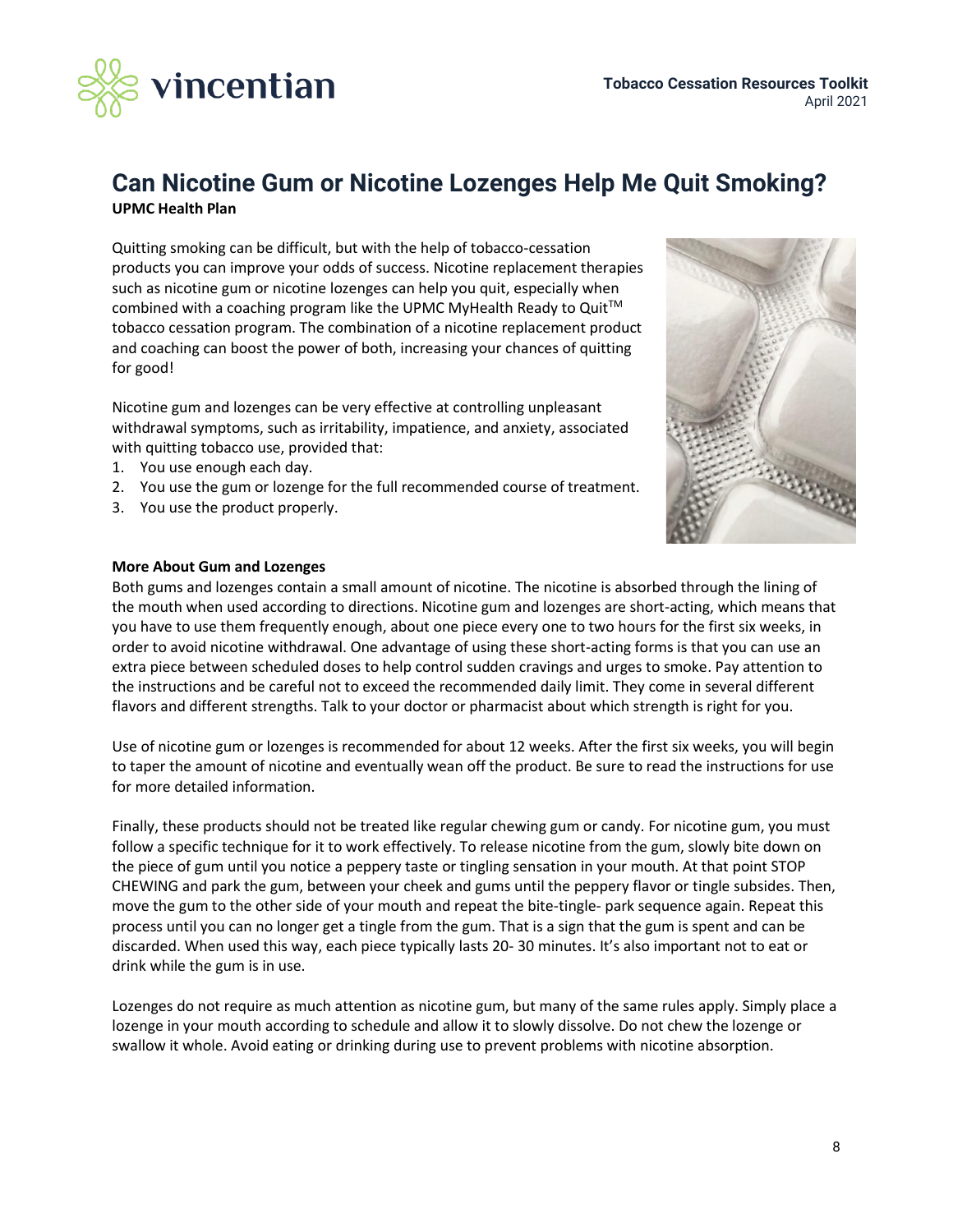# Can Nicotine Gum or Nicotine Lozenges Help Me Quit Smoking?

**UPMC Health Plan**

Quitting smoking can be difficult, but with the help of tobacco-cessation products you can improve your odds of success. Nicotine replacement therapies such as nicotine gum or nicotine lozenges can help you quit, especially when combined with a coaching program like the UPMC MyHealth Ready to Quit™ tobacco cessation program. The combination of a nicotine replacement product and coaching can boost the power of both, increasing your chances of quitting for good!

Nicotine gum and lozenges can be very effective at controlling unpleasant withdrawal symptoms, such as irritability, impatience, and anxiety, associated with quitting tobacco use, provided that:

1. You use enough each day.
2. You use the gum or lozenge for the full recommended course of treatment.
3. You use the product properly.

**More About Gum and Lozenges**

Both gums and lozenges contain a small amount of nicotine. The nicotine is absorbed through the lining of the mouth when used according to directions. Nicotine gum and lozenges are short-acting, which means that you have to use them frequently enough, about one piece every one to two hours for the first six weeks, in order to avoid nicotine withdrawal. One advantage of using these short-acting forms is that you can use an extra piece between scheduled doses to help control sudden cravings and urges to smoke. Pay attention to the instructions and be careful not to exceed the recommended daily limit. They come in several different flavors and different strengths. Talk to your doctor or pharmacist about which strength is right for you.

Use of nicotine gum or lozenges is recommended for about 12 weeks. After the first six weeks, you will begin to taper the amount of nicotine and eventually wean off the product. Be sure to read the instructions for use for more detailed information.

Finally, these products should not be treated like regular chewing gum or candy. For nicotine gum, you must follow a specific technique for it to work effectively. To release nicotine from the gum, slowly bite down on the piece of gum until you notice a peppery taste or tingling sensation in your mouth. At that point STOP CHEWING and park the gum, between your cheek and gums until the peppery flavor or tingle subsides. Then, move the gum to the other side of your mouth and repeat the bite-tingle- park sequence again. Repeat this process until you can no longer get a tingle from the gum. That is a sign that the gum is spent and can be discarded. When used this way, each piece typically lasts 20- 30 minutes. It's also important not to eat or drink while the gum is in use.

Lozenges do not require as much attention as nicotine gum, but many of the same rules apply. Simply place a lozenge in your mouth according to schedule and allow it to slowly dissolve. Do not chew the lozenge or swallow it whole. Avoid eating or drinking during use to prevent problems with nicotine absorption.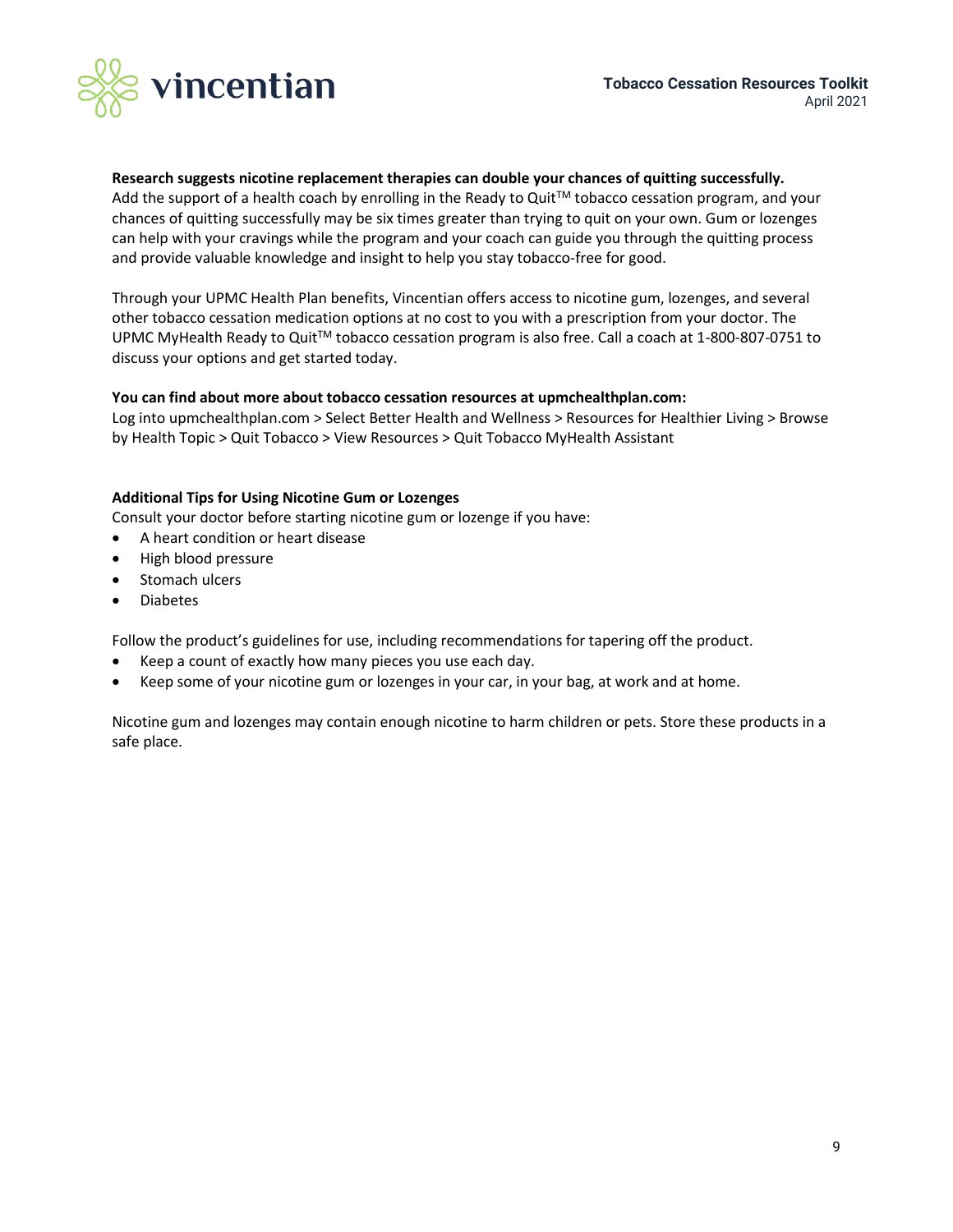**Research suggests nicotine replacement therapies can double your chances of quitting successfully.**
Add the support of a health coach by enrolling in the Ready to Quit™ tobacco cessation program, and your chances of quitting successfully may be six times greater than trying to quit on your own. Gum or lozenges can help with your cravings while the program and your coach can guide you through the quitting process and provide valuable knowledge and insight to help you stay tobacco-free for good.

Through your UPMC Health Plan benefits, Vincentian offers access to nicotine gum, lozenges, and several other tobacco cessation medication options at no cost to you with a prescription from your doctor. The UPMC MyHealth Ready to Quit™ tobacco cessation program is also free. Call a coach at 1-800-807-0751 to discuss your options and get started today.

**You can find about more about tobacco cessation resources at upmchealthplan.com:**
Log into upmchealthplan.com > Select Better Health and Wellness > Resources for Healthier Living > Browse by Health Topic > Quit Tobacco > View Resources > Quit Tobacco MyHealth Assistant

**Additional Tips for Using Nicotine Gum or Lozenges**
Consult your doctor before starting nicotine gum or lozenge if you have:

- A heart condition or heart disease
- High blood pressure
- Stomach ulcers
- Diabetes

Follow the product's guidelines for use, including recommendations for tapering off the product.

- Keep a count of exactly how many pieces you use each day.
- Keep some of your nicotine gum or lozenges in your car, in your bag, at work and at home.

Nicotine gum and lozenges may contain enough nicotine to harm children or pets. Store these products in a safe place.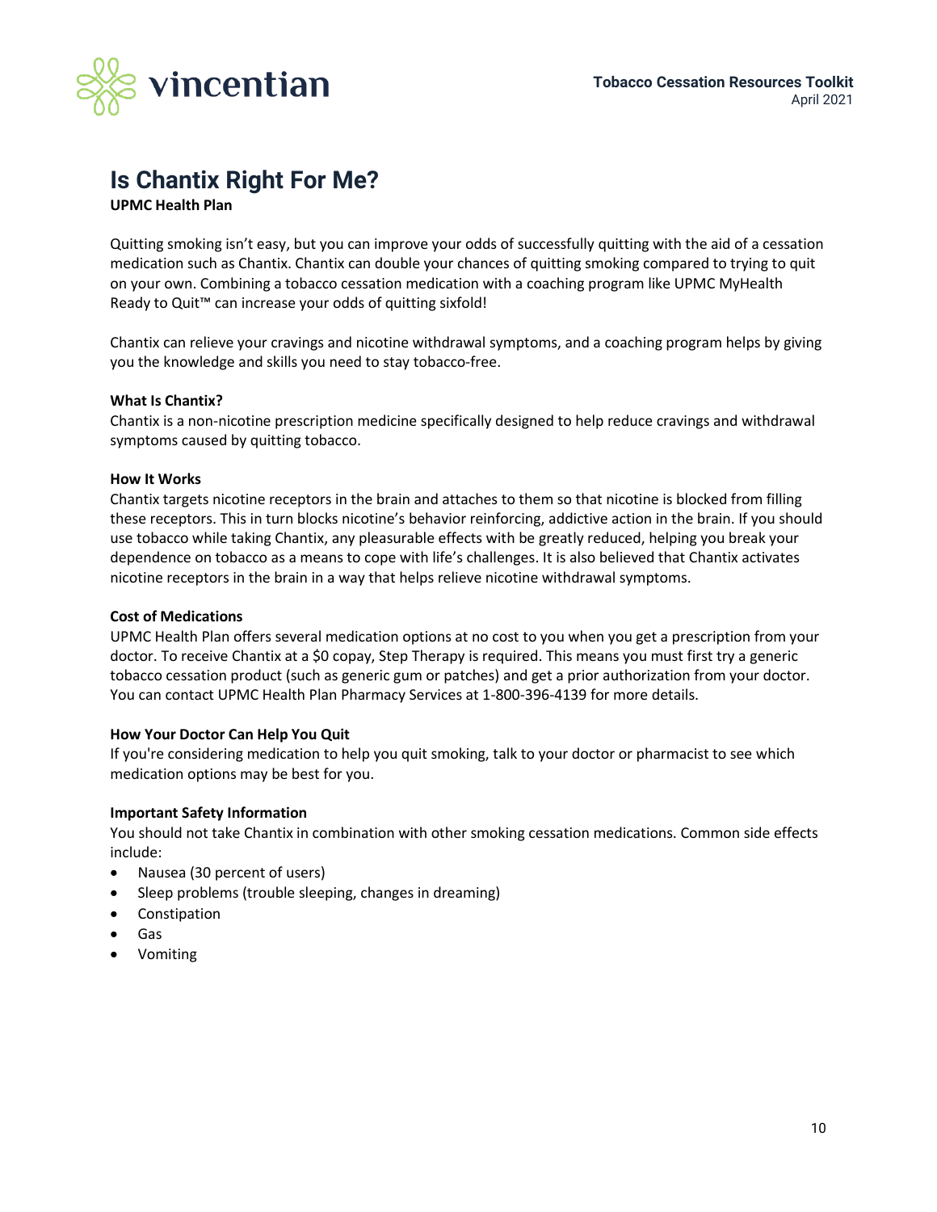# Is Chantix Right For Me?

**UPMC Health Plan**

Quitting smoking isn't easy, but you can improve your odds of successfully quitting with the aid of a cessation medication such as Chantix. Chantix can double your chances of quitting smoking compared to trying to quit on your own. Combining a tobacco cessation medication with a coaching program like UPMC MyHealth Ready to Quit™ can increase your odds of quitting sixfold!

Chantix can relieve your cravings and nicotine withdrawal symptoms, and a coaching program helps by giving you the knowledge and skills you need to stay tobacco-free.

**What Is Chantix?**

Chantix is a non-nicotine prescription medicine specifically designed to help reduce cravings and withdrawal symptoms caused by quitting tobacco.

**How It Works**

Chantix targets nicotine receptors in the brain and attaches to them so that nicotine is blocked from filling these receptors. This in turn blocks nicotine's behavior reinforcing, addictive action in the brain. If you should use tobacco while taking Chantix, any pleasurable effects with be greatly reduced, helping you break your dependence on tobacco as a means to cope with life's challenges. It is also believed that Chantix activates nicotine receptors in the brain in a way that helps relieve nicotine withdrawal symptoms.

**Cost of Medications**

UPMC Health Plan offers several medication options at no cost to you when you get a prescription from your doctor. To receive Chantix at a $0 copay, Step Therapy is required. This means you must first try a generic tobacco cessation product (such as generic gum or patches) and get a prior authorization from your doctor. You can contact UPMC Health Plan Pharmacy Services at 1-800-396-4139 for more details.

**How Your Doctor Can Help You Quit**

If you're considering medication to help you quit smoking, talk to your doctor or pharmacist to see which medication options may be best for you.

**Important Safety Information**

You should not take Chantix in combination with other smoking cessation medications. Common side effects include:

- Nausea (30 percent of users)
- Sleep problems (trouble sleeping, changes in dreaming)
- Constipation
- Gas
- Vomiting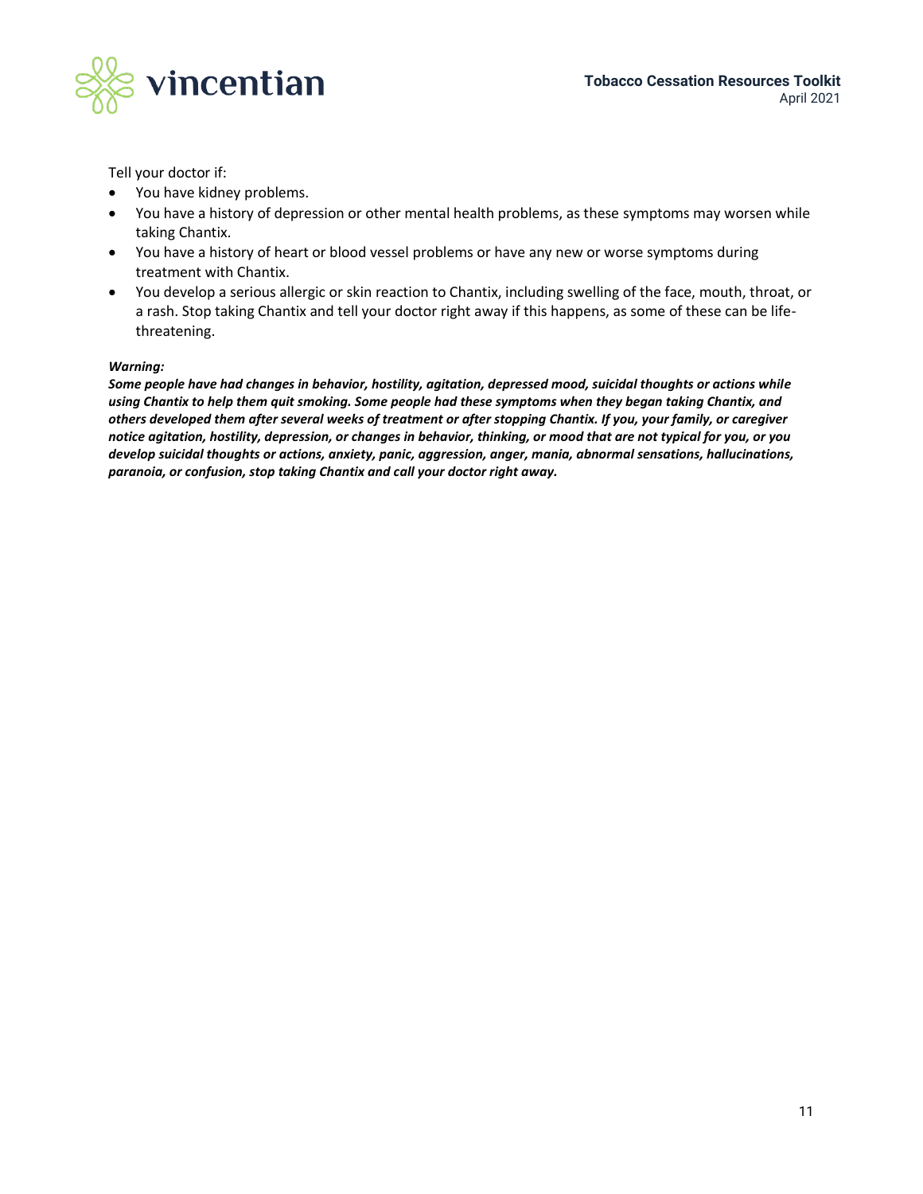Tell your doctor if:

- You have kidney problems.
- You have a history of depression or other mental health problems, as these symptoms may worsen while taking Chantix.
- You have a history of heart or blood vessel problems or have any new or worse symptoms during treatment with Chantix.
- You develop a serious allergic or skin reaction to Chantix, including swelling of the face, mouth, throat, or a rash. Stop taking Chantix and tell your doctor right away if this happens, as some of these can be life-threatening.

***Warning:***

***Some people have had changes in behavior, hostility, agitation, depressed mood, suicidal thoughts or actions while using Chantix to help them quit smoking. Some people had these symptoms when they began taking Chantix, and others developed them after several weeks of treatment or after stopping Chantix. If you, your family, or caregiver notice agitation, hostility, depression, or changes in behavior, thinking, or mood that are not typical for you, or you develop suicidal thoughts or actions, anxiety, panic, aggression, anger, mania, abnormal sensations, hallucinations, paranoia, or confusion, stop taking Chantix and call your doctor right away.***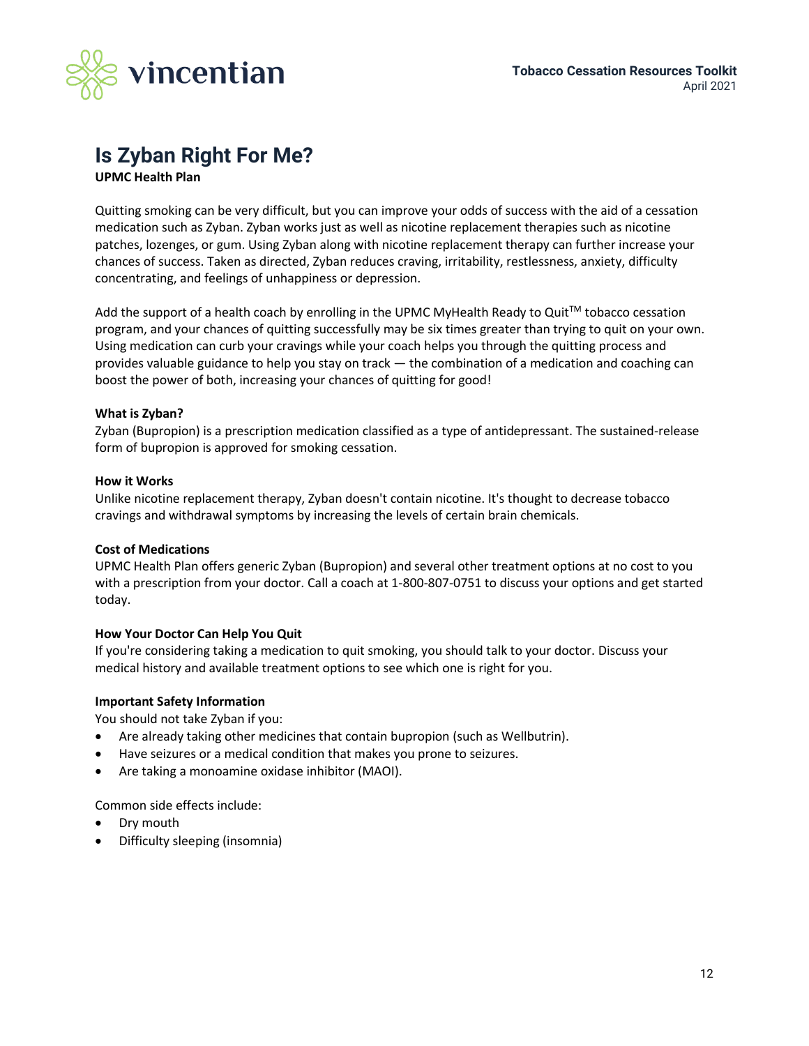# Is Zyban Right For Me?

**UPMC Health Plan**

Quitting smoking can be very difficult, but you can improve your odds of success with the aid of a cessation medication such as Zyban. Zyban works just as well as nicotine replacement therapies such as nicotine patches, lozenges, or gum. Using Zyban along with nicotine replacement therapy can further increase your chances of success. Taken as directed, Zyban reduces craving, irritability, restlessness, anxiety, difficulty concentrating, and feelings of unhappiness or depression.

Add the support of a health coach by enrolling in the UPMC MyHealth Ready to Quit™ tobacco cessation program, and your chances of quitting successfully may be six times greater than trying to quit on your own. Using medication can curb your cravings while your coach helps you through the quitting process and provides valuable guidance to help you stay on track — the combination of a medication and coaching can boost the power of both, increasing your chances of quitting for good!

**What is Zyban?**

Zyban (Bupropion) is a prescription medication classified as a type of antidepressant. The sustained-release form of bupropion is approved for smoking cessation.

**How it Works**

Unlike nicotine replacement therapy, Zyban doesn't contain nicotine. It's thought to decrease tobacco cravings and withdrawal symptoms by increasing the levels of certain brain chemicals.

**Cost of Medications**

UPMC Health Plan offers generic Zyban (Bupropion) and several other treatment options at no cost to you with a prescription from your doctor. Call a coach at 1-800-807-0751 to discuss your options and get started today.

**How Your Doctor Can Help You Quit**

If you're considering taking a medication to quit smoking, you should talk to your doctor. Discuss your medical history and available treatment options to see which one is right for you.

**Important Safety Information**

You should not take Zyban if you:

- Are already taking other medicines that contain bupropion (such as Wellbutrin).
- Have seizures or a medical condition that makes you prone to seizures.
- Are taking a monoamine oxidase inhibitor (MAOI).

Common side effects include:

- Dry mouth
- Difficulty sleeping (insomnia)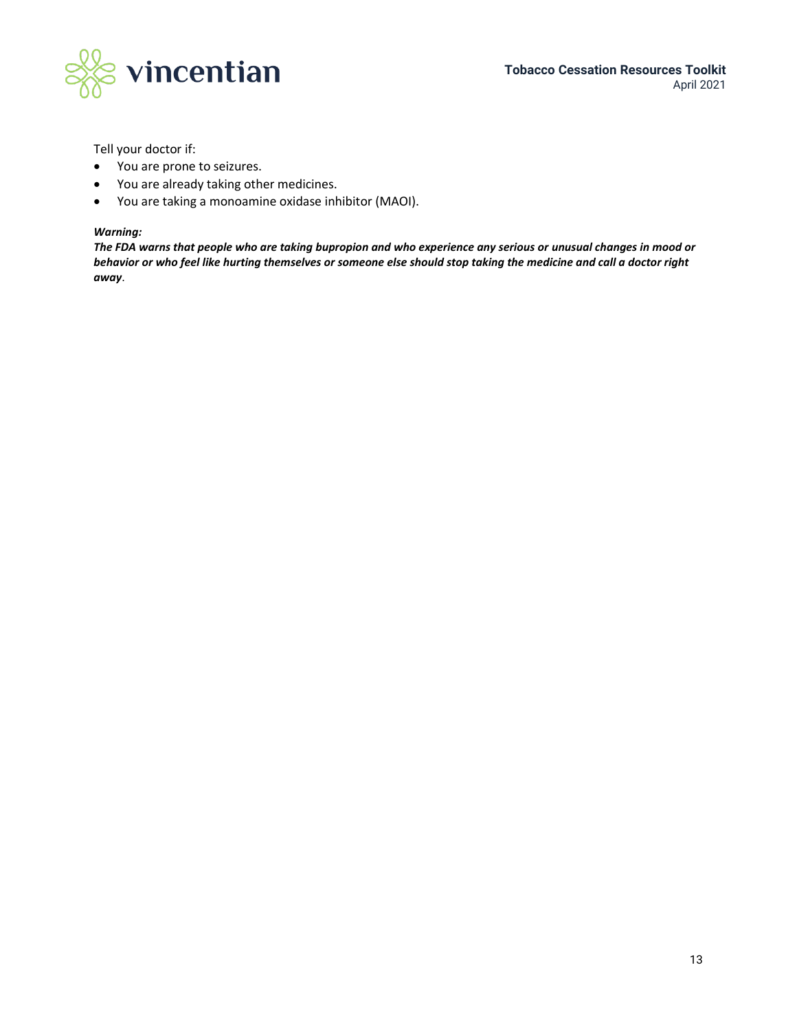Tell your doctor if:

- You are prone to seizures.
- You are already taking other medicines.
- You are taking a monoamine oxidase inhibitor (MAOI).

***Warning:***

***The FDA warns that people who are taking bupropion and who experience any serious or unusual changes in mood or behavior or who feel like hurting themselves or someone else should stop taking the medicine and call a doctor right away***.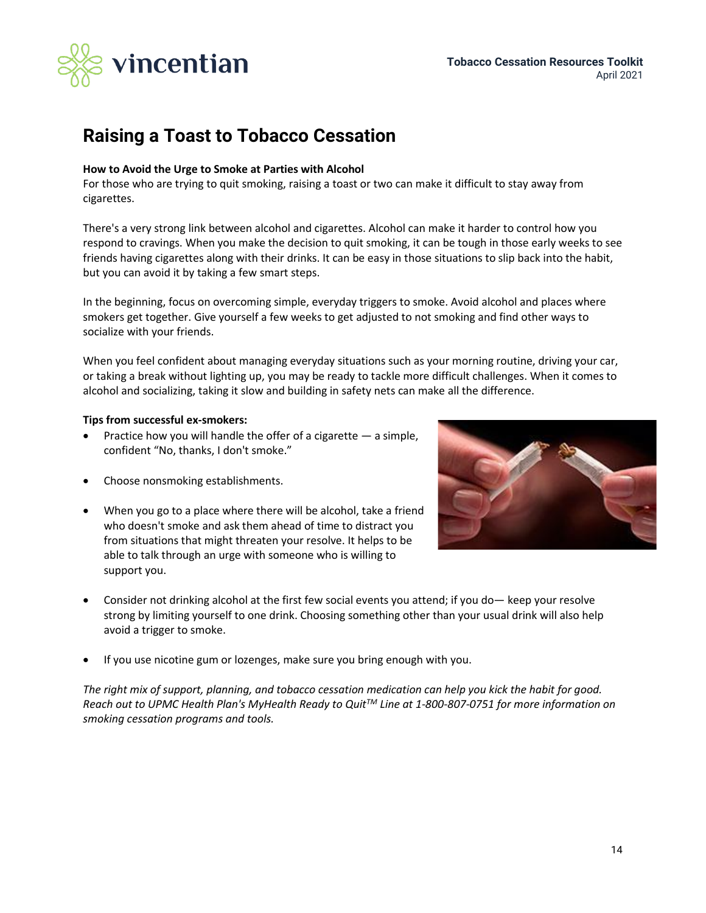# Raising a Toast to Tobacco Cessation

**How to Avoid the Urge to Smoke at Parties with Alcohol**

For those who are trying to quit smoking, raising a toast or two can make it difficult to stay away from cigarettes.

There's a very strong link between alcohol and cigarettes. Alcohol can make it harder to control how you respond to cravings. When you make the decision to quit smoking, it can be tough in those early weeks to see friends having cigarettes along with their drinks. It can be easy in those situations to slip back into the habit, but you can avoid it by taking a few smart steps.

In the beginning, focus on overcoming simple, everyday triggers to smoke. Avoid alcohol and places where smokers get together. Give yourself a few weeks to get adjusted to not smoking and find other ways to socialize with your friends.

When you feel confident about managing everyday situations such as your morning routine, driving your car, or taking a break without lighting up, you may be ready to tackle more difficult challenges. When it comes to alcohol and socializing, taking it slow and building in safety nets can make all the difference.

**Tips from successful ex-smokers:**

- Practice how you will handle the offer of a cigarette — a simple, confident "No, thanks, I don't smoke."
- Choose nonsmoking establishments.
- When you go to a place where there will be alcohol, take a friend who doesn't smoke and ask them ahead of time to distract you from situations that might threaten your resolve. It helps to be able to talk through an urge with someone who is willing to support you.
- Consider not drinking alcohol at the first few social events you attend; if you do— keep your resolve strong by limiting yourself to one drink. Choosing something other than your usual drink will also help avoid a trigger to smoke.
- If you use nicotine gum or lozenges, make sure you bring enough with you.

*The right mix of support, planning, and tobacco cessation medication can help you kick the habit for good. Reach out to UPMC Health Plan's MyHealth Ready to Quit™ Line at 1-800-807-0751 for more information on smoking cessation programs and tools.*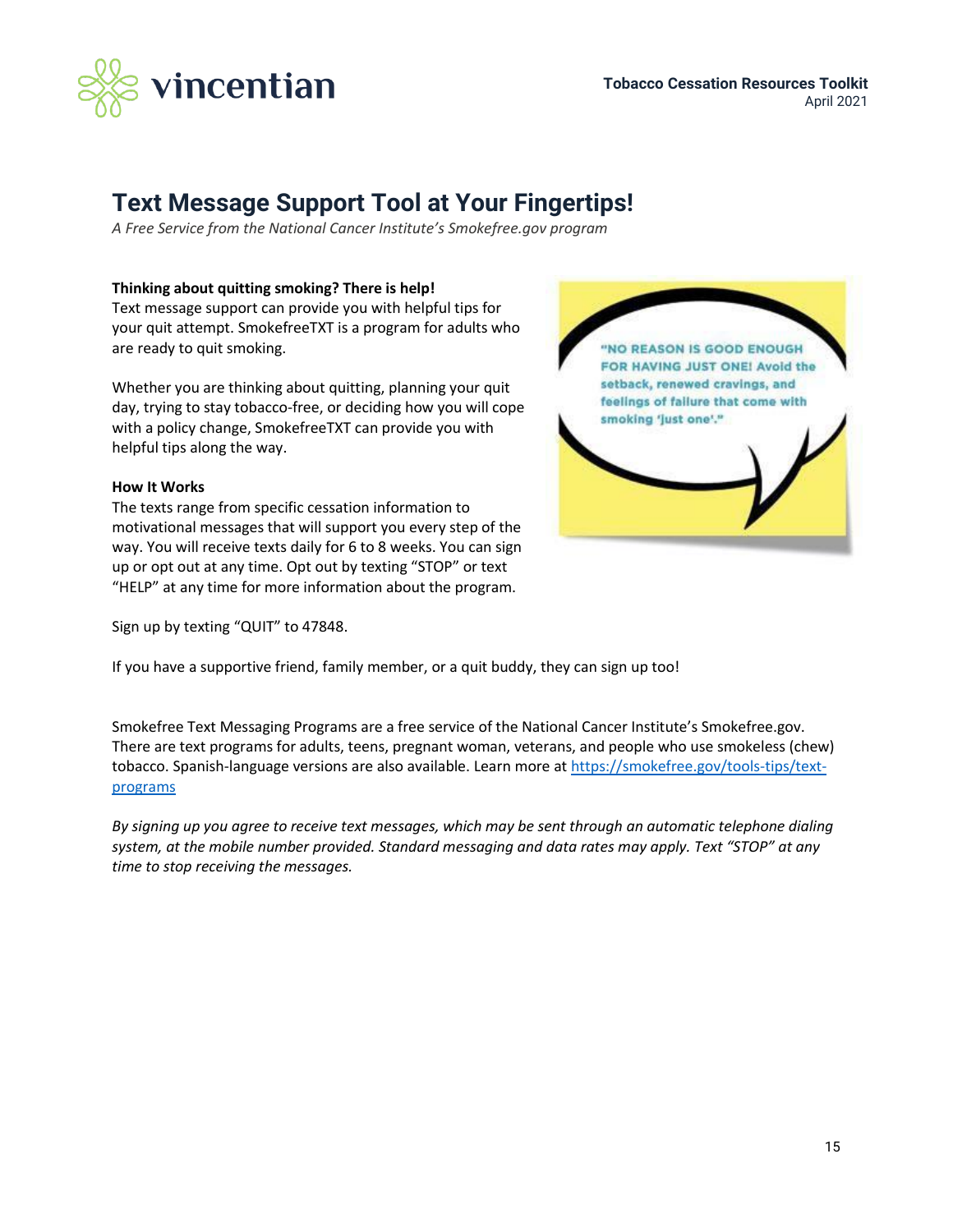# Text Message Support Tool at Your Fingertips!

*A Free Service from the National Cancer Institute's Smokefree.gov program*

**Thinking about quitting smoking? There is help!**
Text message support can provide you with helpful tips for your quit attempt. SmokefreeTXT is a program for adults who are ready to quit smoking.

Whether you are thinking about quitting, planning your quit day, trying to stay tobacco-free, or deciding how you will cope with a policy change, SmokefreeTXT can provide you with helpful tips along the way.

"NO REASON IS GOOD ENOUGH FOR HAVING JUST ONE! Avoid the setback, renewed cravings, and feelings of failure that come with smoking 'just one'."

**How It Works**
The texts range from specific cessation information to motivational messages that will support you every step of the way. You will receive texts daily for 6 to 8 weeks. You can sign up or opt out at any time. Opt out by texting "STOP" or text "HELP" at any time for more information about the program.

Sign up by texting "QUIT" to 47848.

If you have a supportive friend, family member, or a quit buddy, they can sign up too!

Smokefree Text Messaging Programs are a free service of the National Cancer Institute's Smokefree.gov. There are text programs for adults, teens, pregnant woman, veterans, and people who use smokeless (chew) tobacco. Spanish-language versions are also available. Learn more at [https://smokefree.gov/tools-tips/text-programs](https://smokefree.gov/tools-tips/text-programs)

*By signing up you agree to receive text messages, which may be sent through an automatic telephone dialing system, at the mobile number provided. Standard messaging and data rates may apply. Text "STOP" at any time to stop receiving the messages.*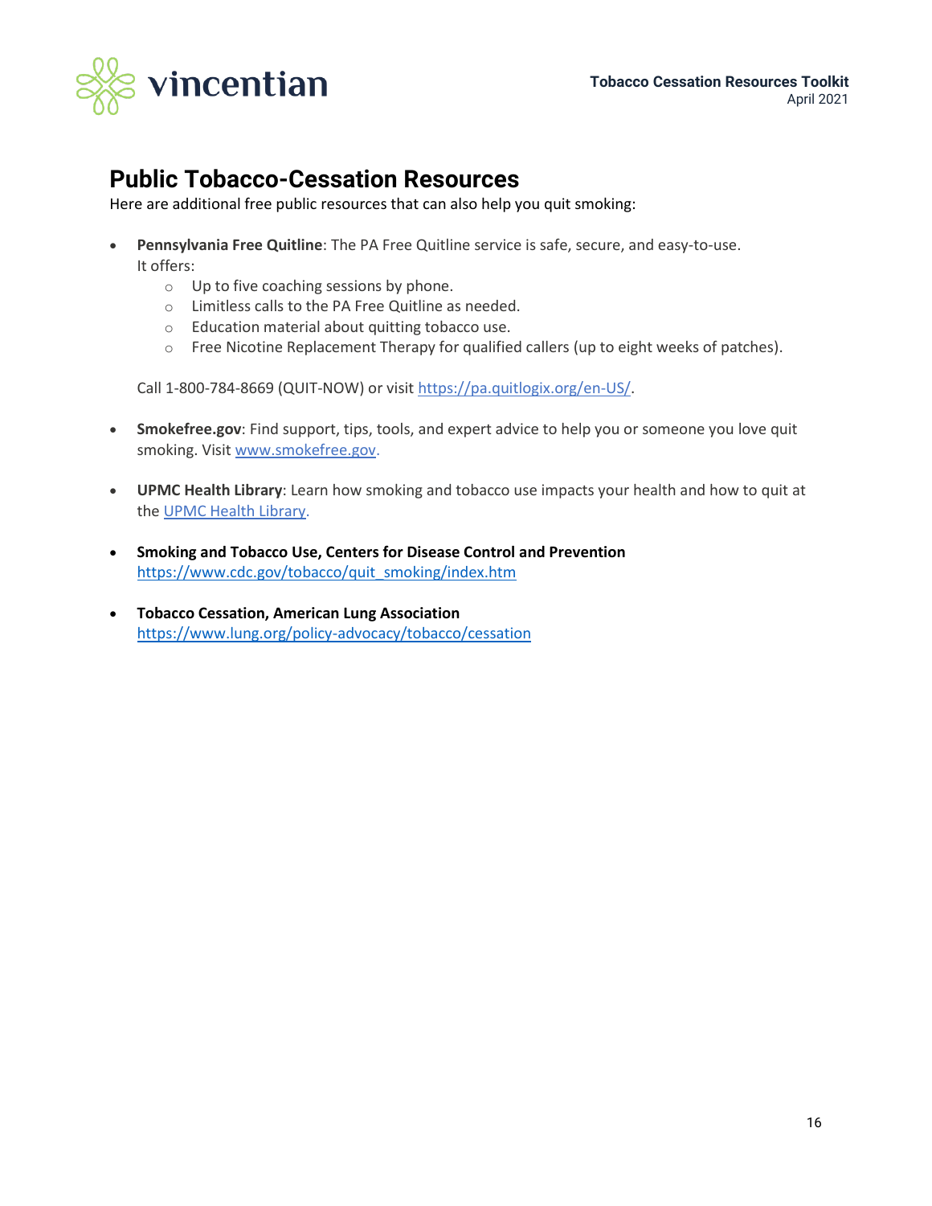## Public Tobacco-Cessation Resources

Here are additional free public resources that can also help you quit smoking:

- **Pennsylvania Free Quitline**: The PA Free Quitline service is safe, secure, and easy-to-use. It offers:
  - Up to five coaching sessions by phone.
  - Limitless calls to the PA Free Quitline as needed.
  - Education material about quitting tobacco use.
  - Free Nicotine Replacement Therapy for qualified callers (up to eight weeks of patches).

  Call 1-800-784-8669 (QUIT-NOW) or visit https://pa.quitlogix.org/en-US/.

- **Smokefree.gov**: Find support, tips, tools, and expert advice to help you or someone you love quit smoking. Visit www.smokefree.gov.

- **UPMC Health Library**: Learn how smoking and tobacco use impacts your health and how to quit at the UPMC Health Library.

- **Smoking and Tobacco Use, Centers for Disease Control and Prevention**
  https://www.cdc.gov/tobacco/quit_smoking/index.htm

- **Tobacco Cessation, American Lung Association**
  https://www.lung.org/policy-advocacy/tobacco/cessation